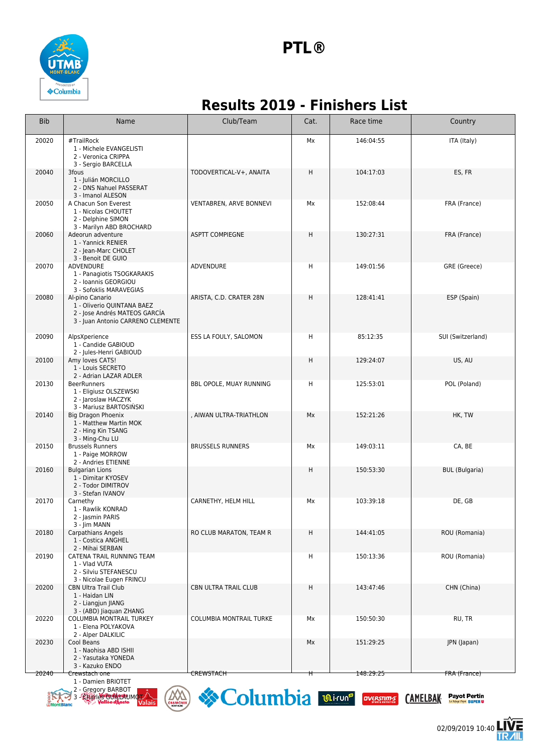# PTL®

## Results 2019 - Finishers List

| Bib | Name | Club/Team | Cat. | Race time | Country |
|---|---|---|---|---|---|
| 20020 | #TrailRock<br>1 - Michele EVANGELISTI<br>2 - Veronica CRIPPA<br>3 - Sergio BARCELLA | | Mx | 146:04:55 | ITA (Italy) |
| 20040 | 3fous<br>1 - Julián MORCILLO<br>2 - DNS Nahuel PASSERAT<br>3 - Imanol ALESON | TODOVERTICAL-V+, ANAITA | H | 104:17:03 | ES, FR |
| 20050 | A Chacun Son Everest<br>1 - Nicolas CHOUTET<br>2 - Delphine SIMON<br>3 - Marilyn ABD BROCHARD | VENTABREN, ARVE BONNEVI | Mx | 152:08:44 | FRA (France) |
| 20060 | Adeorun adventure<br>1 - Yannick RENIER<br>2 - Jean-Marc CHOLET<br>3 - Benoit DE GUIO | ASPTT COMPIEGNE | H | 130:27:31 | FRA (France) |
| 20070 | ADVENDURE<br>1 - Panagiotis TSOGKARAKIS<br>2 - Ioannis GEORGIOU<br>3 - Sofoklis MARAVEGIAS | ADVENDURE | H | 149:01:56 | GRE (Greece) |
| 20080 | Al-pino Canario<br>1 - Oliverio QUINTANA BAEZ<br>2 - Jose Andrés MATEOS GARCÍA<br>3 - Juan Antonio CARRENO CLEMENTE | ARISTA, C.D. CRATER 28N | H | 128:41:41 | ESP (Spain) |
| 20090 | AlpsXperience<br>1 - Candide GABIOUD<br>2 - Jules-Henri GABIOUD | ESS LA FOULY, SALOMON | H | 85:12:35 | SUI (Switzerland) |
| 20100 | Amy loves CATS!<br>1 - Louis SECRETO<br>2 - Adrian LAZAR ADLER | | H | 129:24:07 | US, AU |
| 20130 | BeerRunners<br>1 - Eligiusz OLSZEWSKI<br>2 - Jaroslaw HACZYK<br>3 - Mariusz BARTOSINSKI | BBL OPOLE, MUAY RUNNING | H | 125:53:01 | POL (Poland) |
| 20140 | Big Dragon Phoenix<br>1 - Matthew Martin MOK<br>2 - Hing Kin TSANG<br>3 - Ming-Chu LU | , AIWAN ULTRA-TRIATHLON | Mx | 152:21:26 | HK, TW |
| 20150 | Brussels Runners<br>1 - Paige MORROW<br>2 - Andries ETIENNE | BRUSSELS RUNNERS | Mx | 149:03:11 | CA, BE |
| 20160 | Bulgarian Lions<br>1 - Dimitar KYOSEV<br>2 - Todor DIMITROV<br>3 - Stefan IVANOV | | H | 150:53:30 | BUL (Bulgaria) |
| 20170 | Carnethy<br>1 - Rawlik KONRAD<br>2 - Jasmin PARIS<br>3 - Jim MANN | CARNETHY, HELM HILL | Mx | 103:39:18 | DE, GB |
| 20180 | Carpathians Angels<br>1 - Costica ANGHEL<br>2 - Mihai SERBAN | RO CLUB MARATON, TEAM R | H | 144:41:05 | ROU (Romania) |
| 20190 | CATENA TRAIL RUNNING TEAM<br>1 - Vlad VUTA<br>2 - Silviu STEFANESCU<br>3 - Nicolae Eugen FRINCU | | H | 150:13:36 | ROU (Romania) |
| 20200 | CBN Ultra Trail Club<br>1 - Haidan LIN<br>2 - Liangjun JIANG<br>3 - (ABD) Jiaquan ZHANG | CBN ULTRA TRAIL CLUB | H | 143:47:46 | CHN (China) |
| 20220 | COLUMBIA MONTRAIL TURKEY<br>1 - Elena POLYAKOVA<br>2 - Alper DALKILIC | COLUMBIA MONTRAIL TURKE | Mx | 150:50:30 | RU, TR |
| 20230 | Cool Beans<br>1 - Naohisa ABD ISHII<br>2 - Yasutaka YONEDA<br>3 - Kazuko ENDO | | Mx | 151:29:25 | JPN (Japan) |
| 20240 | Crewstach one<br>1 - Damien BRIOTET<br>2 - Gregory BARBOT<br>3 - Charles GUILLAUMOT | CREWSTACH | H | 148:29:25 | FRA (France) |

02/09/2019 10:40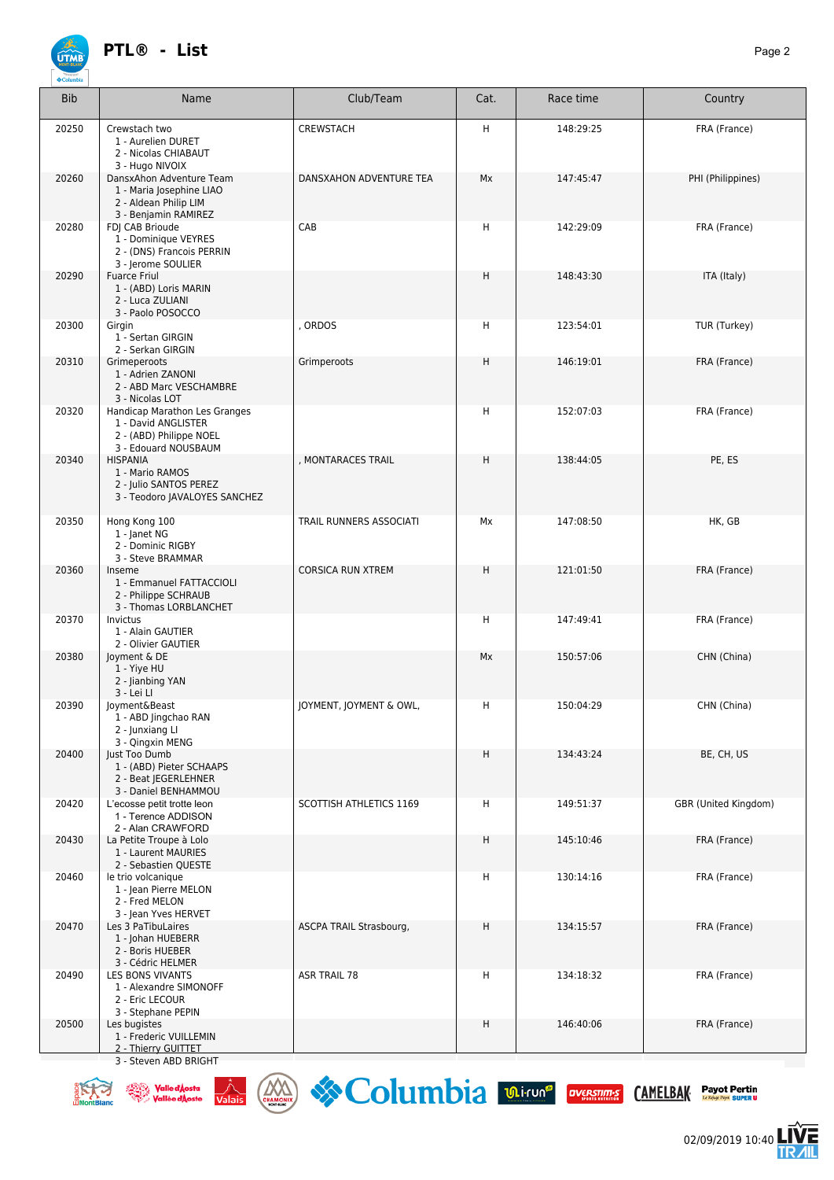# PTL® - List

| Bib | Name | Club/Team | Cat. | Race time | Country |
|---|---|---|---|---|---|
| 20250 | Crewstach two<br>1 - Aurelien DURET<br>2 - Nicolas CHIABAUT<br>3 - Hugo NIVOIX | CREWSTACH | H | 148:29:25 | FRA (France) |
| 20260 | DansxAhon Adventure Team<br>1 - Maria Josephine LIAO<br>2 - Aldean Philip LIM<br>3 - Benjamin RAMIREZ | DANSXAHON ADVENTURE TEA | Mx | 147:45:47 | PHI (Philippines) |
| 20280 | FDJ CAB Brioude<br>1 - Dominique VEYRES<br>2 - (DNS) Francois PERRIN<br>3 - Jerome SOULIER | CAB | H | 142:29:09 | FRA (France) |
| 20290 | Fuarce Friul<br>1 - (ABD) Loris MARIN<br>2 - Luca ZULIANI<br>3 - Paolo POSOCCO | | H | 148:43:30 | ITA (Italy) |
| 20300 | Girgin<br>1 - Sertan GIRGIN<br>2 - Serkan GIRGIN | , ORDOS | H | 123:54:01 | TUR (Turkey) |
| 20310 | Grimeperoots<br>1 - Adrien ZANONI<br>2 - ABD Marc VESCHAMBRE<br>3 - Nicolas LOT | Grimperoots | H | 146:19:01 | FRA (France) |
| 20320 | Handicap Marathon Les Granges<br>1 - David ANGLISTER<br>2 - (ABD) Philippe NOEL<br>3 - Edouard NOUSBAUM | | H | 152:07:03 | FRA (France) |
| 20340 | HISPANIA<br>1 - Mario RAMOS<br>2 - Julio SANTOS PEREZ<br>3 - Teodoro JAVALOYES SANCHEZ | , MONTARACES TRAIL | H | 138:44:05 | PE, ES |
| 20350 | Hong Kong 100<br>1 - Janet NG<br>2 - Dominic RIGBY<br>3 - Steve BRAMMAR | TRAIL RUNNERS ASSOCIATI | Mx | 147:08:50 | HK, GB |
| 20360 | Inseme<br>1 - Emmanuel FATTACCIOLI<br>2 - Philippe SCHRAUB<br>3 - Thomas LORBLANCHET | CORSICA RUN XTREM | H | 121:01:50 | FRA (France) |
| 20370 | Invictus<br>1 - Alain GAUTIER<br>2 - Olivier GAUTIER | | H | 147:49:41 | FRA (France) |
| 20380 | Joyment & DE<br>1 - Yiye HU<br>2 - Jianbing YAN<br>3 - Lei LI | | Mx | 150:57:06 | CHN (China) |
| 20390 | Joyment&Beast<br>1 - ABD Jingchao RAN<br>2 - Junxiang LI<br>3 - Qingxin MENG | JOYMENT, JOYMENT & OWL, | H | 150:04:29 | CHN (China) |
| 20400 | Just Too Dumb<br>1 - (ABD) Pieter SCHAAPS<br>2 - Beat JEGERLEHNER<br>3 - Daniel BENHAMMOU | | H | 134:43:24 | BE, CH, US |
| 20420 | L'ecosse petit trotte leon<br>1 - Terence ADDISON<br>2 - Alan CRAWFORD | SCOTTISH ATHLETICS 1169 | H | 149:51:37 | GBR (United Kingdom) |
| 20430 | La Petite Troupe à Lolo<br>1 - Laurent MAURIES<br>2 - Sebastien QUESTE | | H | 145:10:46 | FRA (France) |
| 20460 | le trio volcanique<br>1 - Jean Pierre MELON<br>2 - Fred MELON<br>3 - Jean Yves HERVET | | H | 130:14:16 | FRA (France) |
| 20470 | Les 3 PaTibuLaires<br>1 - Johan HUEBERR<br>2 - Boris HUEBER<br>3 - Cédric HELMER | ASCPA TRAIL Strasbourg, | H | 134:15:57 | FRA (France) |
| 20490 | LES BONS VIVANTS<br>1 - Alexandre SIMONOFF<br>2 - Eric LECOUR<br>3 - Stephane PEPIN | ASR TRAIL 78 | H | 134:18:32 | FRA (France) |
| 20500 | Les bugistes<br>1 - Frederic VUILLEMIN<br>2 - Thierry GUITTET<br>3 - Steven ABD BRIGHT | | H | 146:40:06 | FRA (France) |

02/09/2019 10:40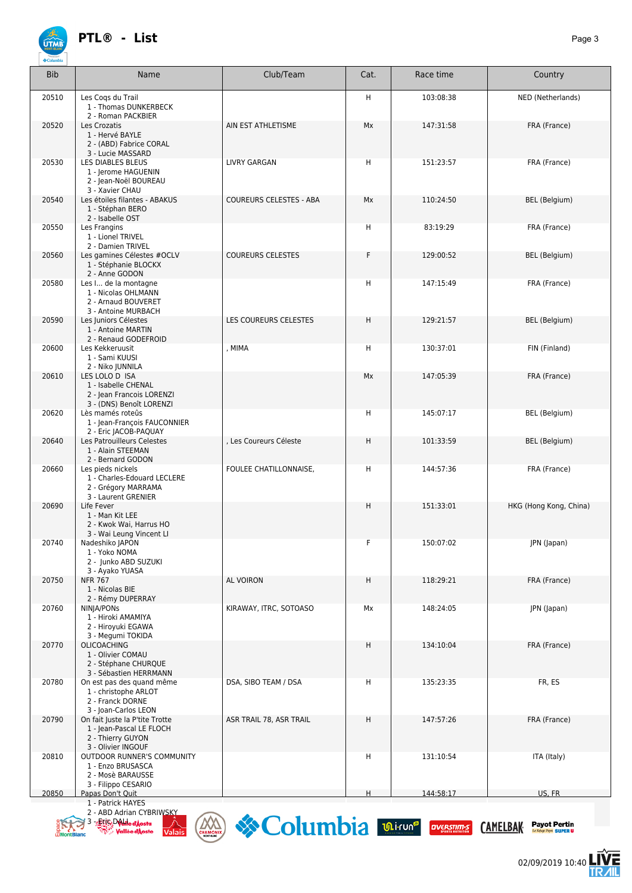# PTL® - List

| Bib | Name | Club/Team | Cat. | Race time | Country |
|---|---|---|---|---|---|
| 20510 | Les Coqs du Trail<br>1 - Thomas DUNKERBECK<br>2 - Roman PACKBIER | | H | 103:08:38 | NED (Netherlands) |
| 20520 | Les Crozatis<br>1 - Hervé BAYLE<br>2 - (ABD) Fabrice CORAL<br>3 - Lucie MASSARD | AIN EST ATHLETISME | Mx | 147:31:58 | FRA (France) |
| 20530 | LES DIABLES BLEUS<br>1 - Jerome HAGUENIN<br>2 - Jean-Noël BOUREAU<br>3 - Xavier CHAU | LIVRY GARGAN | H | 151:23:57 | FRA (France) |
| 20540 | Les étoiles filantes - ABAKUS<br>1 - Stéphan BERO<br>2 - Isabelle OST | COUREURS CELESTES - ABA | Mx | 110:24:50 | BEL (Belgium) |
| 20550 | Les Frangins<br>1 - Lionel TRIVEL<br>2 - Damien TRIVEL | | H | 83:19:29 | FRA (France) |
| 20560 | Les gamines Célestes #OCLV<br>1 - Stéphanie BLOCKX<br>2 - Anne GODON | COUREURS CELESTES | F | 129:00:52 | BEL (Belgium) |
| 20580 | Les I... de la montagne<br>1 - Nicolas OHLMANN<br>2 - Arnaud BOUVERET<br>3 - Antoine MURBACH | | H | 147:15:49 | FRA (France) |
| 20590 | Les Juniors Célestes<br>1 - Antoine MARTIN<br>2 - Renaud GODEFROID | LES COUREURS CELESTES | H | 129:21:57 | BEL (Belgium) |
| 20600 | Les Kekkeruusit<br>1 - Sami KUUSI<br>2 - Niko JUNNILA | , MIMA | H | 130:37:01 | FIN (Finland) |
| 20610 | LES LOLO D ISA<br>1 - Isabelle CHENAL<br>2 - Jean Francois LORENZI<br>3 - (DNS) Benoît LORENZI | | Mx | 147:05:39 | FRA (France) |
| 20620 | Lès mamés roteûs<br>1 - Jean-François FAUCONNIER<br>2 - Eric JACOB-PAQUAY | | H | 145:07:17 | BEL (Belgium) |
| 20640 | Les Patrouilleurs Celestes<br>1 - Alain STEEMAN<br>2 - Bernard GODON | , Les Coureurs Céleste | H | 101:33:59 | BEL (Belgium) |
| 20660 | Les pieds nickels<br>1 - Charles-Edouard LECLERE<br>2 - Grégory MARRAMA<br>3 - Laurent GRENIER | FOULEE CHATILLONNAISE, | H | 144:57:36 | FRA (France) |
| 20690 | Life Fever<br>1 - Man Kit LEE<br>2 - Kwok Wai, Harrus HO<br>3 - Wai Leung Vincent LI | | H | 151:33:01 | HKG (Hong Kong, China) |
| 20740 | Nadeshiko JAPON<br>1 - Yoko NOMA<br>2 - Junko ABD SUZUKI<br>3 - Ayako YUASA | | F | 150:07:02 | JPN (Japan) |
| 20750 | NFR 767<br>1 - Nicolas BIE<br>2 - Rémy DUPERRAY | AL VOIRON | H | 118:29:21 | FRA (France) |
| 20760 | NINJA/PONs<br>1 - Hiroki AMAMIYA<br>2 - Hiroyuki EGAWA<br>3 - Megumi TOKIDA | KIRAWAY, ITRC, SOTOASO | Mx | 148:24:05 | JPN (Japan) |
| 20770 | OLICOACHING<br>1 - Olivier COMAU<br>2 - Stéphane CHURQUE<br>3 - Sébastien HERRMANN | | H | 134:10:04 | FRA (France) |
| 20780 | On est pas des quand même<br>1 - christophe ARLOT<br>2 - Franck DORNE<br>3 - Joan-Carlos LEON | DSA, SIBO TEAM / DSA | H | 135:23:35 | FR, ES |
| 20790 | On fait Juste la P'tite Trotte<br>1 - Jean-Pascal LE FLOCH<br>2 - Thierry GUYON<br>3 - Olivier INGOUF | ASR TRAIL 78, ASR TRAIL | H | 147:57:26 | FRA (France) |
| 20810 | OUTDOOR RUNNER'S COMMUNITY<br>1 - Enzo BRUSASCA<br>2 - Mosè BARAUSSE<br>3 - Filippo CESARIO | | H | 131:10:54 | ITA (Italy) |
| 20850 | Papas Don't Quit<br>1 - Patrick HAYES<br>2 - ABD Adrian CYBRIWSKY<br>3 - Eric DALL | | H | 144:58:17 | US, FR |

02/09/2019 10:40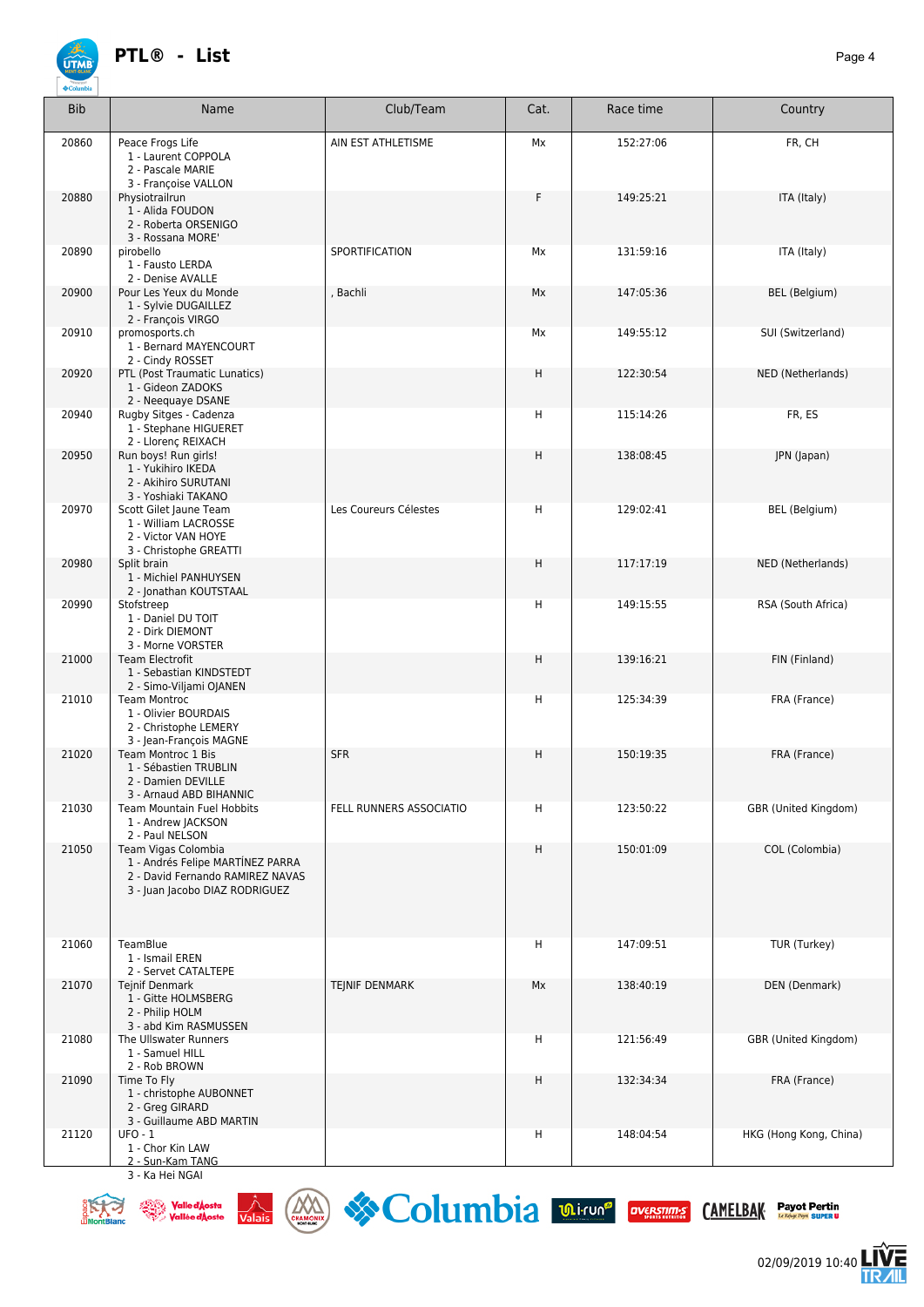# PTL® - List

| Bib | Name | Club/Team | Cat. | Race time | Country |
|---|---|---|---|---|---|
| 20860 | Peace Frogs Life<br>1 - Laurent COPPOLA<br>2 - Pascale MARIE<br>3 - Françoise VALLON | AIN EST ATHLETISME | Mx | 152:27:06 | FR, CH |
| 20880 | Physiotrailrun<br>1 - Alida FOUDON<br>2 - Roberta ORSENIGO<br>3 - Rossana MORE' | | F | 149:25:21 | ITA (Italy) |
| 20890 | pirobello<br>1 - Fausto LERDA<br>2 - Denise AVALLE | SPORTIFICATION | Mx | 131:59:16 | ITA (Italy) |
| 20900 | Pour Les Yeux du Monde<br>1 - Sylvie DUGAILLEZ<br>2 - François VIRGO | , Bachli | Mx | 147:05:36 | BEL (Belgium) |
| 20910 | promosports.ch<br>1 - Bernard MAYENCOURT<br>2 - Cindy ROSSET | | Mx | 149:55:12 | SUI (Switzerland) |
| 20920 | PTL (Post Traumatic Lunatics)<br>1 - Gideon ZADOKS<br>2 - Neequaye DSANE | | H | 122:30:54 | NED (Netherlands) |
| 20940 | Rugby Sitges - Cadenza<br>1 - Stephane HIGUERET<br>2 - Llorenç REIXACH | | H | 115:14:26 | FR, ES |
| 20950 | Run boys! Run girls!<br>1 - Yukihiro IKEDA<br>2 - Akihiro SURUTANI<br>3 - Yoshiaki TAKANO | | H | 138:08:45 | JPN (Japan) |
| 20970 | Scott Gilet Jaune Team<br>1 - William LACROSSE<br>2 - Victor VAN HOYE<br>3 - Christophe GREATTI | Les Coureurs Célestes | H | 129:02:41 | BEL (Belgium) |
| 20980 | Split brain<br>1 - Michiel PANHUYSEN<br>2 - Jonathan KOUTSTAAL | | H | 117:17:19 | NED (Netherlands) |
| 20990 | Stofstreep<br>1 - Daniel DU TOIT<br>2 - Dirk DIEMONT<br>3 - Morne VORSTER | | H | 149:15:55 | RSA (South Africa) |
| 21000 | Team Electrofit<br>1 - Sebastian KINDSTEDT<br>2 - Simo-Viljami OJANEN | | H | 139:16:21 | FIN (Finland) |
| 21010 | Team Montroc<br>1 - Olivier BOURDAIS<br>2 - Christophe LEMERY<br>3 - Jean-François MAGNE | | H | 125:34:39 | FRA (France) |
| 21020 | Team Montroc 1 Bis<br>1 - Sébastien TRUBLIN<br>2 - Damien DEVILLE<br>3 - Arnaud ABD BIHANNIC | SFR | H | 150:19:35 | FRA (France) |
| 21030 | Team Mountain Fuel Hobbits<br>1 - Andrew JACKSON<br>2 - Paul NELSON | FELL RUNNERS ASSOCIATIO | H | 123:50:22 | GBR (United Kingdom) |
| 21050 | Team Vigas Colombia<br>1 - Andrés Felipe MARTÍNEZ PARRA<br>2 - David Fernando RAMIREZ NAVAS<br>3 - Juan Jacobo DIAZ RODRIGUEZ | | H | 150:01:09 | COL (Colombia) |
| 21060 | TeamBlue<br>1 - Ismail EREN<br>2 - Servet CATALTEPE | | H | 147:09:51 | TUR (Turkey) |
| 21070 | Tejnif Denmark<br>1 - Gitte HOLMSBERG<br>2 - Philip HOLM<br>3 - abd Kim RASMUSSEN | TEJNIF DENMARK | Mx | 138:40:19 | DEN (Denmark) |
| 21080 | The Ullswater Runners<br>1 - Samuel HILL<br>2 - Rob BROWN | | H | 121:56:49 | GBR (United Kingdom) |
| 21090 | Time To Fly<br>1 - christophe AUBONNET<br>2 - Greg GIRARD<br>3 - Guillaume ABD MARTIN | | H | 132:34:34 | FRA (France) |
| 21120 | UFO - 1<br>1 - Chor Kin LAW<br>2 - Sun-Kam TANG<br>3 - Ka Hei NGAI | | H | 148:04:54 | HKG (Hong Kong, China) |

02/09/2019 10:40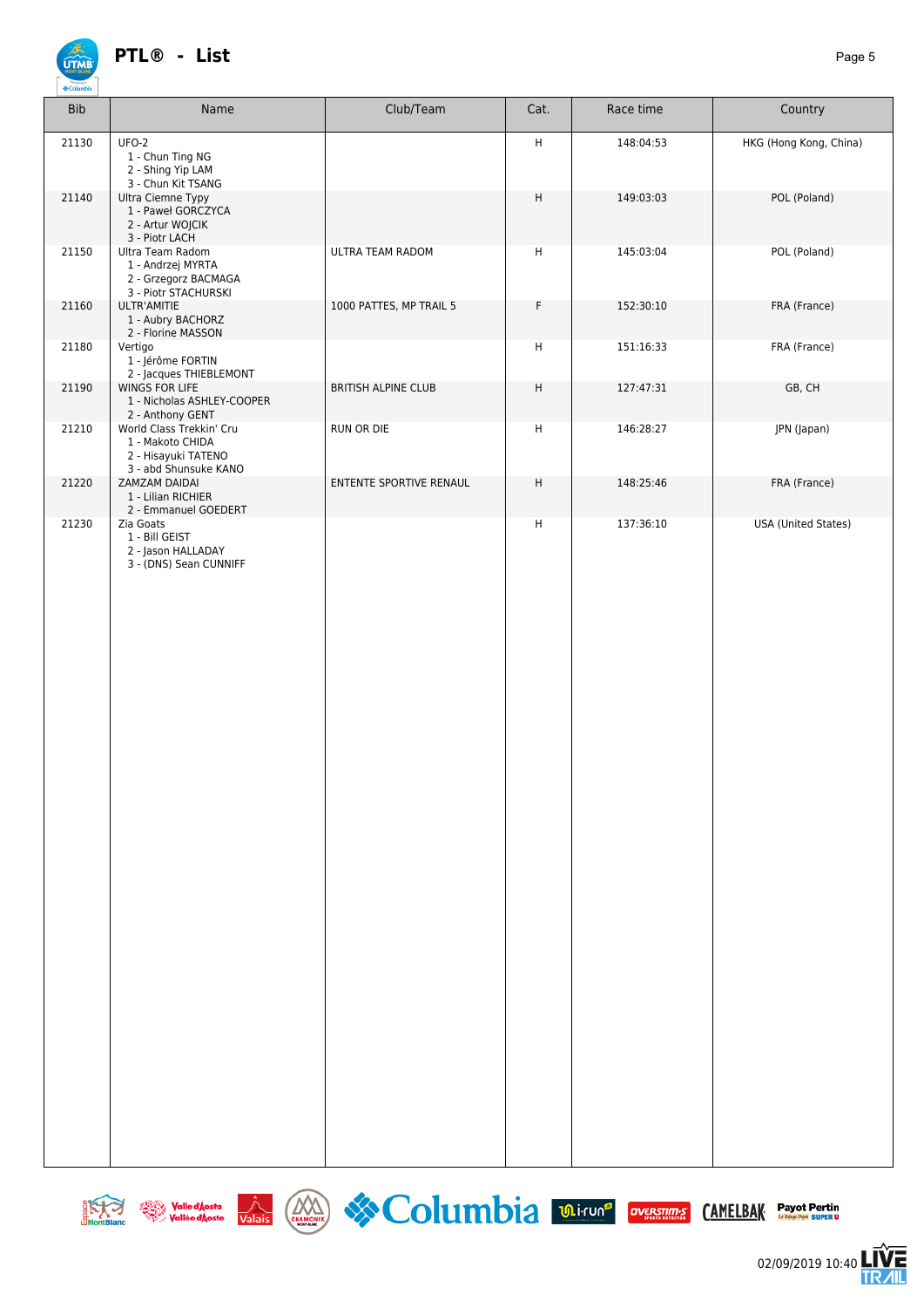# PTL® - List

| Bib | Name | Club/Team | Cat. | Race time | Country |
|---|---|---|---|---|---|
| 21130 | UFO-2<br>1 - Chun Ting NG<br>2 - Shing Yip LAM<br>3 - Chun Kit TSANG | | H | 148:04:53 | HKG (Hong Kong, China) |
| 21140 | Ultra Ciemne Typy<br>1 - Paweł GORCZYCA<br>2 - Artur WOJCIK<br>3 - Piotr LACH | | H | 149:03:03 | POL (Poland) |
| 21150 | Ultra Team Radom<br>1 - Andrzej MYRTA<br>2 - Grzegorz BACMAGA<br>3 - Piotr STACHURSKI | ULTRA TEAM RADOM | H | 145:03:04 | POL (Poland) |
| 21160 | ULTR'AMITIE<br>1 - Aubry BACHORZ<br>2 - Florine MASSON | 1000 PATTES, MP TRAIL 5 | F | 152:30:10 | FRA (France) |
| 21180 | Vertigo<br>1 - Jérôme FORTIN<br>2 - Jacques THIEBLEMONT | | H | 151:16:33 | FRA (France) |
| 21190 | WINGS FOR LIFE<br>1 - Nicholas ASHLEY-COOPER<br>2 - Anthony GENT | BRITISH ALPINE CLUB | H | 127:47:31 | GB, CH |
| 21210 | World Class Trekkin' Cru<br>1 - Makoto CHIDA<br>2 - Hisayuki TATENO<br>3 - abd Shunsuke KANO | RUN OR DIE | H | 146:28:27 | JPN (Japan) |
| 21220 | ZAMZAM DAIDAI<br>1 - Lilian RICHIER<br>2 - Emmanuel GOEDERT | ENTENTE SPORTIVE RENAUL | H | 148:25:46 | FRA (France) |
| 21230 | Zia Goats<br>1 - Bill GEIST<br>2 - Jason HALLADAY<br>3 - (DNS) Sean CUNNIFF | | H | 137:36:10 | USA (United States) |

02/09/2019 10:40